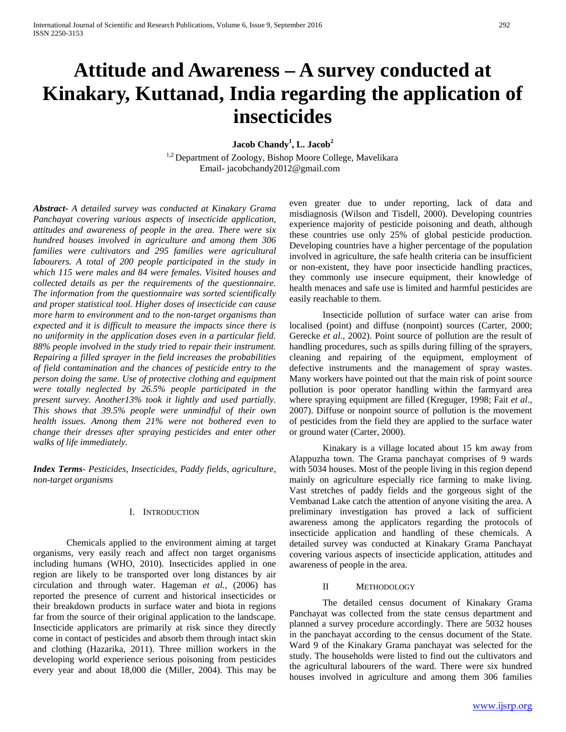# Attitude and Awareness – A survey conducted at Kinakary, Kuttanad, India regarding the application of insecticides

**Jacob Chandy[1], L. Jacob[2]**

[1,2] Department of Zoology, Bishop Moore College, Mavelikara
Email- jacobchandy2012@gmail.com

***Abstract-*** *A detailed survey was conducted at Kinakary Grama Panchayat covering various aspects of insecticide application, attitudes and awareness of people in the area. There were six hundred houses involved in agriculture and among them 306 families were cultivators and 295 families were agricultural labourers. A total of 200 people participated in the study in which 115 were males and 84 were females. Visited houses and collected details as per the requirements of the questionnaire. The information from the questionnaire was sorted scientifically and proper statistical tool. Higher doses of insecticide can cause more harm to environment and to the non-target organisms than expected and it is difficult to measure the impacts since there is no uniformity in the application doses even in a particular field. 88% people involved in the study tried to repair their instrument. Repairing a filled sprayer in the field increases the probabilities of field contamination and the chances of pesticide entry to the person doing the same. Use of protective clothing and equipment were totally neglected by 26.5% people participated in the present survey. Another13% took it lightly and used partially. This shows that 39.5% people were unmindful of their own health issues. Among them 21% were not bothered even to change their dresses after spraying pesticides and enter other walks of life immediately.*

***Index Terms-*** *Pesticides, Insecticides, Paddy fields, agriculture, non-target organisms*

## I. Introduction

Chemicals applied to the environment aiming at target organisms, very easily reach and affect non target organisms including humans (WHO, 2010). Insecticides applied in one region are likely to be transported over long distances by air circulation and through water. Hageman *et al.,* (2006) has reported the presence of current and historical insecticides or their breakdown products in surface water and biota in regions far from the source of their original application to the landscape. Insecticide applicators are primarily at risk since they directly come in contact of pesticides and absorb them through intact skin and clothing (Hazarika, 2011). Three million workers in the developing world experience serious poisoning from pesticides every year and about 18,000 die (Miller, 2004). This may be even greater due to under reporting, lack of data and misdiagnosis (Wilson and Tisdell, 2000). Developing countries experience majority of pesticide poisoning and death, although these countries use only 25% of global pesticide production. Developing countries have a higher percentage of the population involved in agriculture, the safe health criteria can be insufficient or non-existent, they have poor insecticide handling practices, they commonly use insecure equipment, their knowledge of health menaces and safe use is limited and harmful pesticides are easily reachable to them.

Insecticide pollution of surface water can arise from localised (point) and diffuse (nonpoint) sources (Carter, 2000; Gerecke *et al*., 2002). Point source of pollution are the result of handling procedures, such as spills during filling of the sprayers, cleaning and repairing of the equipment, employment of defective instruments and the management of spray wastes. Many workers have pointed out that the main risk of point source pollution is poor operator handling within the farmyard area where spraying equipment are filled (Kreguger, 1998; Fait *et al*., 2007). Diffuse or nonpoint source of pollution is the movement of pesticides from the field they are applied to the surface water or ground water (Carter, 2000).

Kinakary is a village located about 15 km away from Alappuzha town. The Grama panchayat comprises of 9 wards with 5034 houses. Most of the people living in this region depend mainly on agriculture especially rice farming to make living. Vast stretches of paddy fields and the gorgeous sight of the Vembanad Lake catch the attention of anyone visiting the area. A preliminary investigation has proved a lack of sufficient awareness among the applicators regarding the protocols of insecticide application and handling of these chemicals. A detailed survey was conducted at Kinakary Grama Panchayat covering various aspects of insecticide application, attitudes and awareness of people in the area.

## II Methodology

The detailed census document of Kinakary Grama Panchayat was collected from the state census department and planned a survey procedure accordingly. There are 5032 houses in the panchayat according to the census document of the State. Ward 9 of the Kinakary Grama panchayat was selected for the study. The households were listed to find out the cultivators and the agricultural labourers of the ward. There were six hundred houses involved in agriculture and among them 306 families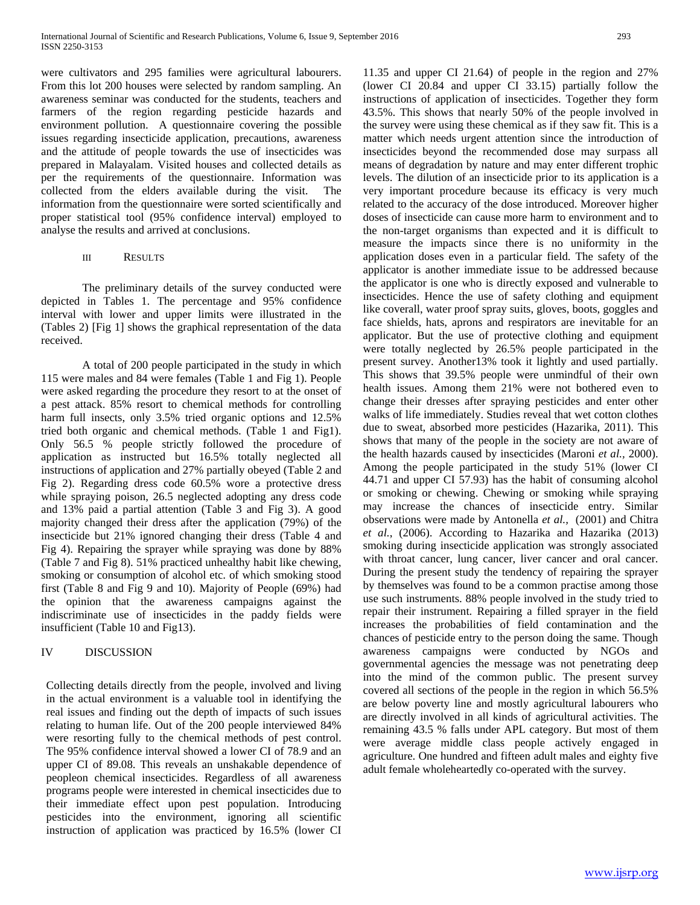were cultivators and 295 families were agricultural labourers. From this lot 200 houses were selected by random sampling. An awareness seminar was conducted for the students, teachers and farmers of the region regarding pesticide hazards and environment pollution. A questionnaire covering the possible issues regarding insecticide application, precautions, awareness and the attitude of people towards the use of insecticides was prepared in Malayalam. Visited houses and collected details as per the requirements of the questionnaire. Information was collected from the elders available during the visit. The information from the questionnaire were sorted scientifically and proper statistical tool (95% confidence interval) employed to analyse the results and arrived at conclusions.

## III RESULTS

The preliminary details of the survey conducted were depicted in Tables 1. The percentage and 95% confidence interval with lower and upper limits were illustrated in the (Tables 2) [Fig 1] shows the graphical representation of the data received.

A total of 200 people participated in the study in which 115 were males and 84 were females (Table 1 and Fig 1). People were asked regarding the procedure they resort to at the onset of a pest attack. 85% resort to chemical methods for controlling harm full insects, only 3.5% tried organic options and 12.5% tried both organic and chemical methods. (Table 1 and Fig1). Only 56.5 % people strictly followed the procedure of application as instructed but 16.5% totally neglected all instructions of application and 27% partially obeyed (Table 2 and Fig 2). Regarding dress code 60.5% wore a protective dress while spraying poison, 26.5 neglected adopting any dress code and 13% paid a partial attention (Table 3 and Fig 3). A good majority changed their dress after the application (79%) of the insecticide but 21% ignored changing their dress (Table 4 and Fig 4). Repairing the sprayer while spraying was done by 88% (Table 7 and Fig 8). 51% practiced unhealthy habit like chewing, smoking or consumption of alcohol etc. of which smoking stood first (Table 8 and Fig 9 and 10). Majority of People (69%) had the opinion that the awareness campaigns against the indiscriminate use of insecticides in the paddy fields were insufficient (Table 10 and Fig13).

## IV DISCUSSION

Collecting details directly from the people, involved and living in the actual environment is a valuable tool in identifying the real issues and finding out the depth of impacts of such issues relating to human life. Out of the 200 people interviewed 84% were resorting fully to the chemical methods of pest control. The 95% confidence interval showed a lower CI of 78.9 and an upper CI of 89.08. This reveals an unshakable dependence of peopleon chemical insecticides. Regardless of all awareness programs people were interested in chemical insecticides due to their immediate effect upon pest population. Introducing pesticides into the environment, ignoring all scientific instruction of application was practiced by 16.5% (lower CI 11.35 and upper CI 21.64) of people in the region and 27% (lower CI 20.84 and upper CI 33.15) partially follow the instructions of application of insecticides. Together they form 43.5%. This shows that nearly 50% of the people involved in the survey were using these chemical as if they saw fit. This is a matter which needs urgent attention since the introduction of insecticides beyond the recommended dose may surpass all means of degradation by nature and may enter different trophic levels. The dilution of an insecticide prior to its application is a very important procedure because its efficacy is very much related to the accuracy of the dose introduced. Moreover higher doses of insecticide can cause more harm to environment and to the non-target organisms than expected and it is difficult to measure the impacts since there is no uniformity in the application doses even in a particular field. The safety of the applicator is another immediate issue to be addressed because the applicator is one who is directly exposed and vulnerable to insecticides. Hence the use of safety clothing and equipment like coverall, water proof spray suits, gloves, boots, goggles and face shields, hats, aprons and respirators are inevitable for an applicator. But the use of protective clothing and equipment were totally neglected by 26.5% people participated in the present survey. Another13% took it lightly and used partially. This shows that 39.5% people were unmindful of their own health issues. Among them 21% were not bothered even to change their dresses after spraying pesticides and enter other walks of life immediately. Studies reveal that wet cotton clothes due to sweat, absorbed more pesticides (Hazarika, 2011). This shows that many of the people in the society are not aware of the health hazards caused by insecticides (Maroni *et al.*, 2000). Among the people participated in the study 51% (lower CI 44.71 and upper CI 57.93) has the habit of consuming alcohol or smoking or chewing. Chewing or smoking while spraying may increase the chances of insecticide entry. Similar observations were made by Antonella *et al.,* (2001) and Chitra *et al.*, (2006). According to Hazarika and Hazarika (2013) smoking during insecticide application was strongly associated with throat cancer, lung cancer, liver cancer and oral cancer. During the present study the tendency of repairing the sprayer by themselves was found to be a common practise among those use such instruments. 88% people involved in the study tried to repair their instrument. Repairing a filled sprayer in the field increases the probabilities of field contamination and the chances of pesticide entry to the person doing the same. Though awareness campaigns were conducted by NGOs and governmental agencies the message was not penetrating deep into the mind of the common public. The present survey covered all sections of the people in the region in which 56.5% are below poverty line and mostly agricultural labourers who are directly involved in all kinds of agricultural activities. The remaining 43.5 % falls under APL category. But most of them were average middle class people actively engaged in agriculture. One hundred and fifteen adult males and eighty five adult female wholeheartedly co-operated with the survey.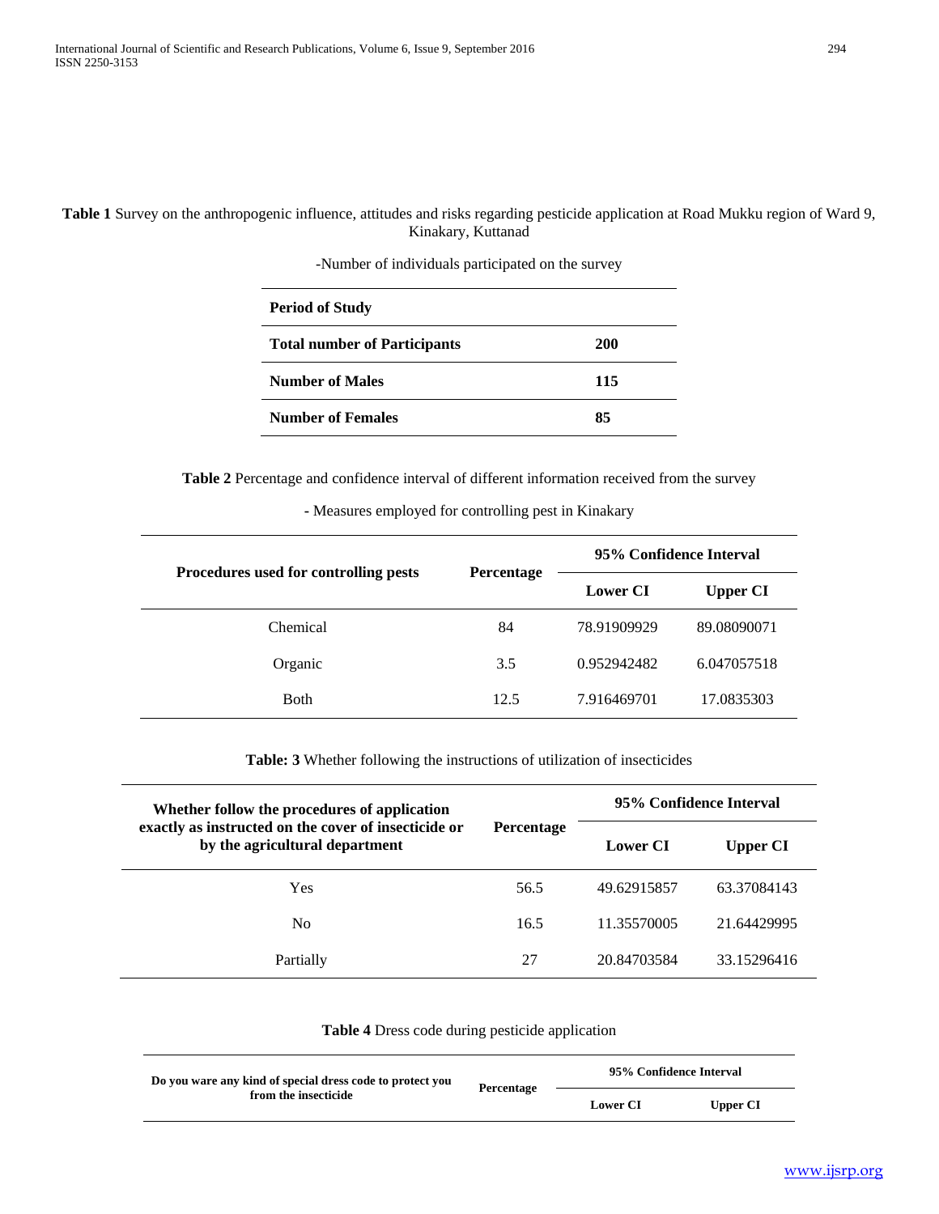**Table 1** Survey on the anthropogenic influence, attitudes and risks regarding pesticide application at Road Mukku region of Ward 9, Kinakary, Kuttanad

-Number of individuals participated on the survey

| Period of Study | |
|---|---|
| **Total number of Participants** | **200** |
| **Number of Males** | **115** |
| **Number of Females** | **85** |

**Table 2** Percentage and confidence interval of different information received from the survey

- Measures employed for controlling pest in Kinakary

| Procedures used for controlling pests | Percentage | 95% Confidence Interval | |
|---|---|---|---|
| | | Lower CI | Upper CI |
| Chemical | 84 | 78.91909929 | 89.08090071 |
| Organic | 3.5 | 0.952942482 | 6.047057518 |
| Both | 12.5 | 7.916469701 | 17.0835303 |

**Table: 3** Whether following the instructions of utilization of insecticides

| Whether follow the procedures of application exactly as instructed on the cover of insecticide or by the agricultural department | Percentage | 95% Confidence Interval | |
|---|---|---|---|
| | | Lower CI | Upper CI |
| Yes | 56.5 | 49.62915857 | 63.37084143 |
| No | 16.5 | 11.35570005 | 21.64429995 |
| Partially | 27 | 20.84703584 | 33.15296416 |

**Table 4** Dress code during pesticide application

| Do you ware any kind of special dress code to protect you from the insecticide | Percentage | 95% Confidence Interval | |
|---|---|---|---|
| | | Lower CI | Upper CI |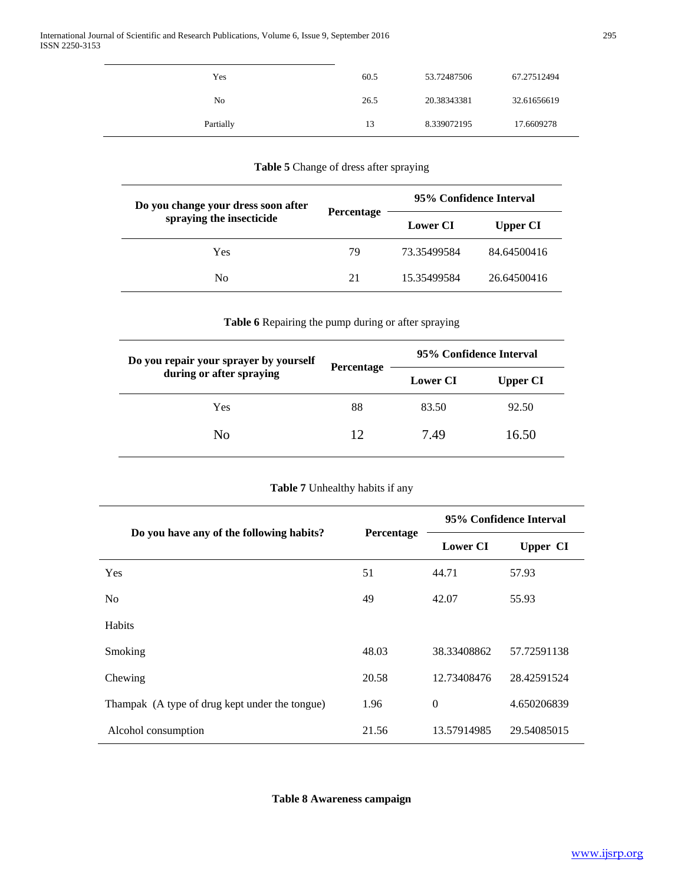| | | | |
|---|---|---|---|
| Yes | 60.5 | 53.72487506 | 67.27512494 |
| No | 26.5 | 20.38343381 | 32.61656619 |
| Partially | 13 | 8.339072195 | 17.6609278 |

**Table 5** Change of dress after spraying

| Do you change your dress soon after spraying the insecticide | Percentage | 95% Confidence Interval | |
|---|---|---|---|
| | | **Lower CI** | **Upper CI** |
| Yes | 79 | 73.35499584 | 84.64500416 |
| No | 21 | 15.35499584 | 26.64500416 |

**Table 6** Repairing the pump during or after spraying

| Do you repair your sprayer by yourself during or after spraying | Percentage | 95% Confidence Interval | |
|---|---|---|---|
| | | **Lower CI** | **Upper CI** |
| Yes | 88 | 83.50 | 92.50 |
| No | 12 | 7.49 | 16.50 |

**Table 7** Unhealthy habits if any

| Do you have any of the following habits? | Percentage | 95% Confidence Interval | |
|---|---|---|---|
| | | **Lower CI** | **Upper CI** |
| Yes | 51 | 44.71 | 57.93 |
| No | 49 | 42.07 | 55.93 |
| Habits | | | |
| Smoking | 48.03 | 38.33408862 | 57.72591138 |
| Chewing | 20.58 | 12.73408476 | 28.42591524 |
| Thampak (A type of drug kept under the tongue) | 1.96 | 0 | 4.650206839 |
| Alcohol consumption | 21.56 | 13.57914985 | 29.54085015 |

**Table 8 Awareness campaign**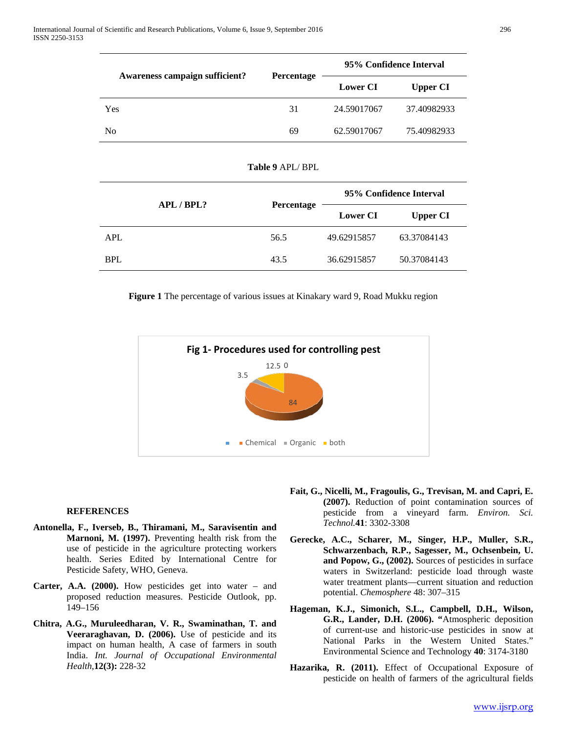| Awareness campaign sufficient? | Percentage | 95% Confidence Interval | |
|---|---|---|---|
| | | Lower CI | Upper CI |
| Yes | 31 | 24.59017067 | 37.40982933 |
| No | 69 | 62.59017067 | 75.40982933 |

**Table 9** APL/ BPL

| APL / BPL? | Percentage | 95% Confidence Interval | |
|---|---|---|---|
| | | Lower CI | Upper CI |
| APL | 56.5 | 49.62915857 | 63.37084143 |
| BPL | 43.5 | 36.62915857 | 50.37084143 |

**Figure 1** The percentage of various issues at Kinakary ward 9, Road Mukku region

Fig 1- Procedures used for controlling pest

12.5 0

3.5

84

Chemical Organic both

**REFERENCES**

**Antonella, F., Iverseb, B., Thiramani, M., Saravisentin and Marnoni, M. (1997).** Preventing health risk from the use of pesticide in the agriculture protecting workers health. Series Edited by International Centre for Pesticide Safety, WHO, Geneva.

**Carter, A.A. (2000).** How pesticides get into water – and proposed reduction measures. Pesticide Outlook, pp. 149–156

**Chitra, A.G., Muruleedharan, V. R., Swaminathan, T. and Veeraraghavan, D. (2006).** Use of pesticide and its impact on human health, A case of farmers in south India. *Int. Journal of Occupational Environmental Health,* **12(3):** 228-32

**Fait, G., Nicelli, M., Fragoulis, G., Trevisan, M. and Capri, E. (2007).** Reduction of point contamination sources of pesticide from a vineyard farm. *Environ. Sci. Technol.***41**: 3302-3308

**Gerecke, A.C., Scharer, M., Singer, H.P., Muller, S.R., Schwarzenbach, R.P., Sagesser, M., Ochsenbein, U. and Popow, G., (2002).** Sources of pesticides in surface waters in Switzerland: pesticide load through waste water treatment plants—current situation and reduction potential. *Chemosphere* 48: 307–315

**Hageman, K.J., Simonich, S.L., Campbell, D.H., Wilson, G.R., Lander, D.H. (2006). "**Atmospheric deposition of current-use and historic-use pesticides in snow at National Parks in the Western United States." Environmental Science and Technology **40**: 3174-3180

**Hazarika, R. (2011).** Effect of Occupational Exposure of pesticide on health of farmers of the agricultural fields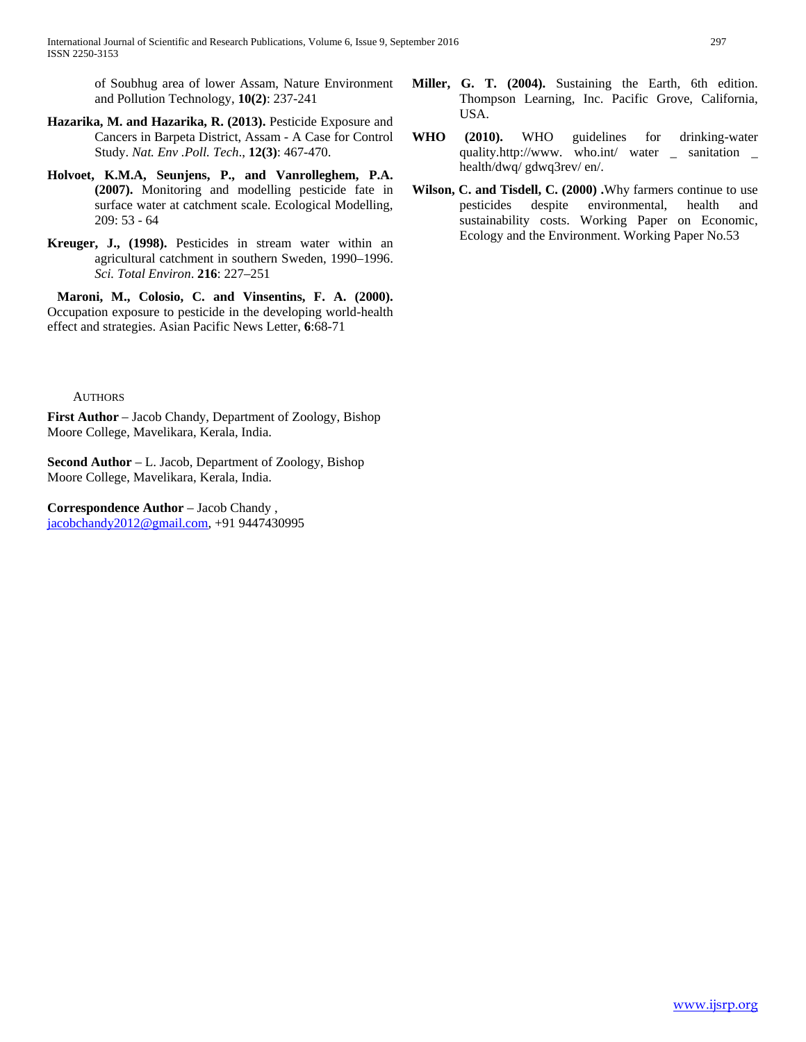of Soubhug area of lower Assam, Nature Environment and Pollution Technology, **10(2)**: 237-241

**Hazarika, M. and Hazarika, R. (2013).** Pesticide Exposure and Cancers in Barpeta District, Assam - A Case for Control Study. *Nat. Env .Poll. Tech.*, **12(3)**: 467-470.

**Holvoet, K.M.A, Seunjens, P., and Vanrolleghem, P.A. (2007).** Monitoring and modelling pesticide fate in surface water at catchment scale. Ecological Modelling, 209: 53 - 64

**Kreuger, J., (1998).** Pesticides in stream water within an agricultural catchment in southern Sweden, 1990–1996. *Sci. Total Environ*. **216**: 227–251

**Maroni, M., Colosio, C. and Vinsentins, F. A. (2000).** Occupation exposure to pesticide in the developing world-health effect and strategies. Asian Pacific News Letter, **6**:68-71

**Miller, G. T. (2004).** Sustaining the Earth, 6th edition. Thompson Learning, Inc. Pacific Grove, California, USA.

**WHO (2010).** WHO guidelines for drinking-water quality.http://www. who.int/ water _ sanitation _ health/dwq/ gdwq3rev/ en/.

**Wilson, C. and Tisdell, C. (2000) .**Why farmers continue to use pesticides despite environmental, health and sustainability costs. Working Paper on Economic, Ecology and the Environment. Working Paper No.53

## Authors

**First Author** – Jacob Chandy, Department of Zoology, Bishop Moore College, Mavelikara, Kerala, India.

**Second Author** – L. Jacob, Department of Zoology, Bishop Moore College, Mavelikara, Kerala, India.

**Correspondence Author** – Jacob Chandy , jacobchandy2012@gmail.com, +91 9447430995